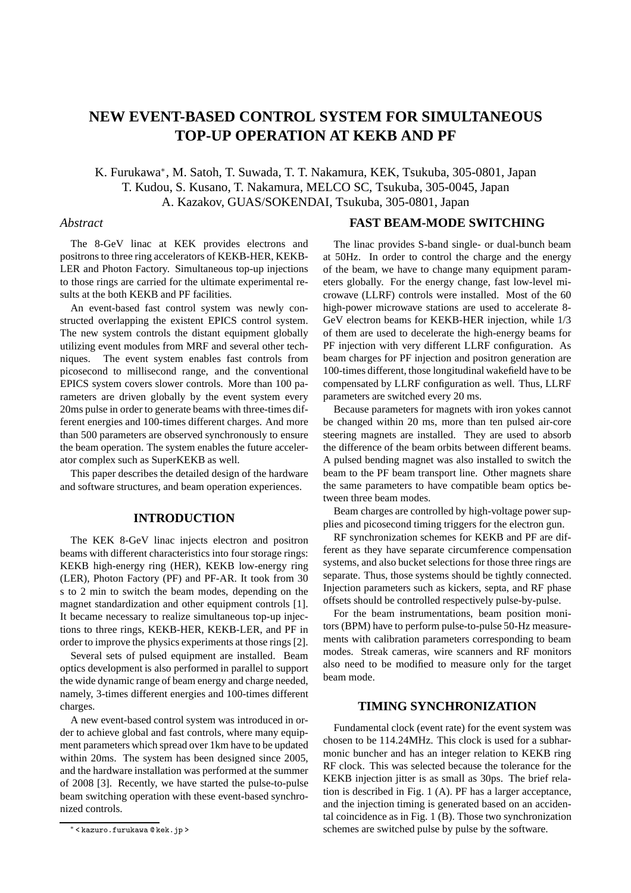# NEW EVENT-BASED CONTROL SYSTEM FOR SIMULTANEOUS TOP-UP OPERATION AT KEKB AND PF

K. Furukawa*, M. Satoh, T. Suwada, T. T. Nakamura, KEK, Tsukuba, 305-0801, Japan
T. Kudou, S. Kusano, T. Nakamura, MELCO SC, Tsukuba, 305-0045, Japan
A. Kazakov, GUAS/SOKENDAI, Tsukuba, 305-0801, Japan

## *Abstract*

The 8-GeV linac at KEK provides electrons and positrons to three ring accelerators of KEKB-HER, KEKB-LER and Photon Factory. Simultaneous top-up injections to those rings are carried for the ultimate experimental results at the both KEKB and PF facilities.

An event-based fast control system was newly constructed overlapping the existent EPICS control system. The new system controls the distant equipment globally utilizing event modules from MRF and several other techniques. The event system enables fast controls from picosecond to millisecond range, and the conventional EPICS system covers slower controls. More than 100 parameters are driven globally by the event system every 20ms pulse in order to generate beams with three-times different energies and 100-times different charges. And more than 500 parameters are observed synchronously to ensure the beam operation. The system enables the future accelerator complex such as SuperKEKB as well.

This paper describes the detailed design of the hardware and software structures, and beam operation experiences.

## INTRODUCTION

The KEK 8-GeV linac injects electron and positron beams with different characteristics into four storage rings: KEKB high-energy ring (HER), KEKB low-energy ring (LER), Photon Factory (PF) and PF-AR. It took from 30 s to 2 min to switch the beam modes, depending on the magnet standardization and other equipment controls [1]. It became necessary to realize simultaneous top-up injections to three rings, KEKB-HER, KEKB-LER, and PF in order to improve the physics experiments at those rings [2].

Several sets of pulsed equipment are installed. Beam optics development is also performed in parallel to support the wide dynamic range of beam energy and charge needed, namely, 3-times different energies and 100-times different charges.

A new event-based control system was introduced in order to achieve global and fast controls, where many equipment parameters which spread over 1km have to be updated within 20ms. The system has been designed since 2005, and the hardware installation was performed at the summer of 2008 [3]. Recently, we have started the pulse-to-pulse beam switching operation with these event-based synchronized controls.

## FAST BEAM-MODE SWITCHING

The linac provides S-band single- or dual-bunch beam at 50Hz. In order to control the charge and the energy of the beam, we have to change many equipment parameters globally. For the energy change, fast low-level microwave (LLRF) controls were installed. Most of the 60 high-power microwave stations are used to accelerate 8-GeV electron beams for KEKB-HER injection, while 1/3 of them are used to decelerate the high-energy beams for PF injection with very different LLRF configuration. As beam charges for PF injection and positron generation are 100-times different, those longitudinal wakefield have to be compensated by LLRF configuration as well. Thus, LLRF parameters are switched every 20 ms.

Because parameters for magnets with iron yokes cannot be changed within 20 ms, more than ten pulsed air-core steering magnets are installed. They are used to absorb the difference of the beam orbits between different beams. A pulsed bending magnet was also installed to switch the beam to the PF beam transport line. Other magnets share the same parameters to have compatible beam optics between three beam modes.

Beam charges are controlled by high-voltage power supplies and picosecond timing triggers for the electron gun.

RF synchronization schemes for KEKB and PF are different as they have separate circumference compensation systems, and also bucket selections for those three rings are separate. Thus, those systems should be tightly connected. Injection parameters such as kickers, septa, and RF phase offsets should be controlled respectively pulse-by-pulse.

For the beam instrumentations, beam position monitors (BPM) have to perform pulse-to-pulse 50-Hz measurements with calibration parameters corresponding to beam modes. Streak cameras, wire scanners and RF monitors also need to be modified to measure only for the target beam mode.

## TIMING SYNCHRONIZATION

Fundamental clock (event rate) for the event system was chosen to be 114.24MHz. This clock is used for a subharmonic buncher and has an integer relation to KEKB ring RF clock. This was selected because the tolerance for the KEKB injection jitter is as small as 30ps. The brief relation is described in Fig. 1 (A). PF has a larger acceptance, and the injection timing is generated based on an accidental coincidence as in Fig. 1 (B). Those two synchronization schemes are switched pulse by pulse by the software.

---

* < kazuro.furukawa @ kek.jp >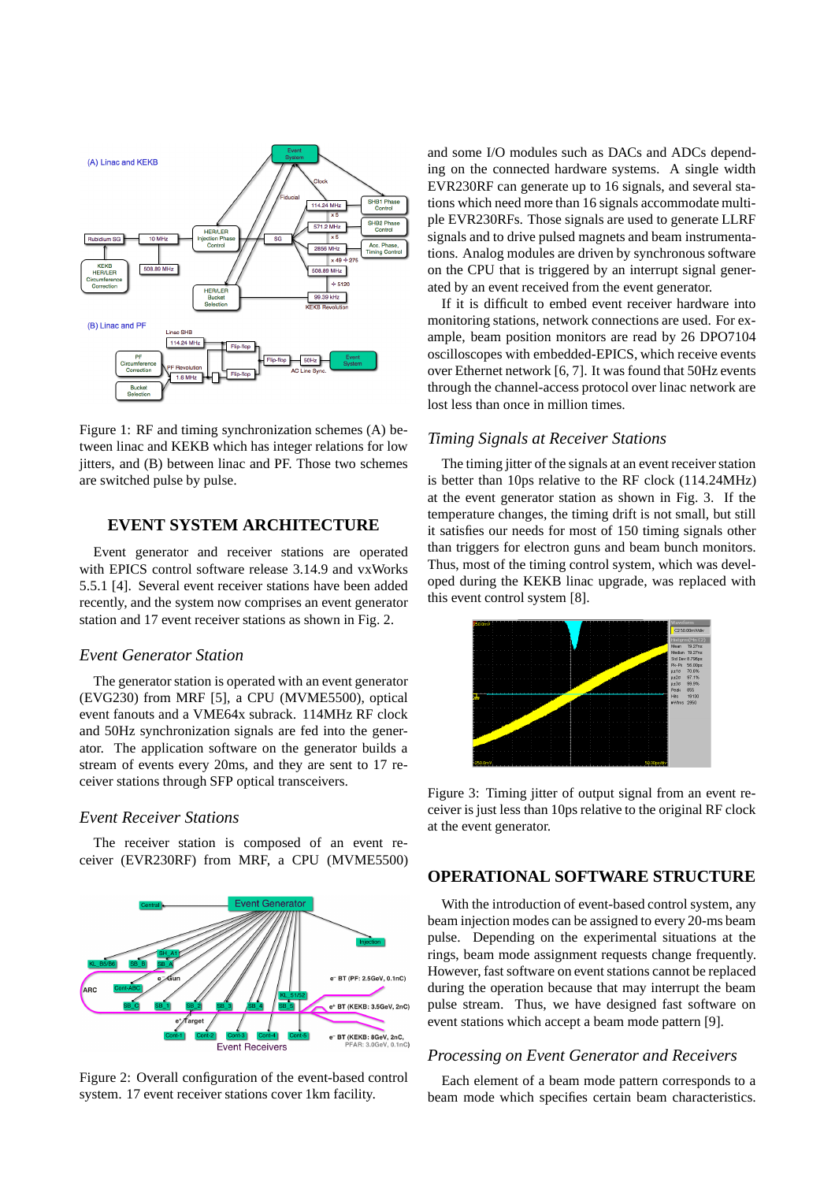Figure 1: RF and timing synchronization schemes (A) between linac and KEKB which has integer relations for low jitters, and (B) between linac and PF. Those two schemes are switched pulse by pulse.

## EVENT SYSTEM ARCHITECTURE

Event generator and receiver stations are operated with EPICS control software release 3.14.9 and vxWorks 5.5.1 [4]. Several event receiver stations have been added recently, and the system now comprises an event generator station and 17 event receiver stations as shown in Fig. 2.

### *Event Generator Station*

The generator station is operated with an event generator (EVG230) from MRF [5], a CPU (MVME5500), optical event fanouts and a VME64x subrack. 114MHz RF clock and 50Hz synchronization signals are fed into the generator. The application software on the generator builds a stream of events every 20ms, and they are sent to 17 receiver stations through SFP optical transceivers.

### *Event Receiver Stations*

The receiver station is composed of an event receiver (EVR230RF) from MRF, a CPU (MVME5500) and some I/O modules such as DACs and ADCs depending on the connected hardware systems. A single width EVR230RF can generate up to 16 signals, and several stations which need more than 16 signals accommodate multiple EVR230RFs. Those signals are used to generate LLRF signals and to drive pulsed magnets and beam instrumentations. Analog modules are driven by synchronous software on the CPU that is triggered by an interrupt signal generated by an event received from the event generator.

If it is difficult to embed event receiver hardware into monitoring stations, network connections are used. For example, beam position monitors are read by 26 DPO7104 oscilloscopes with embedded-EPICS, which receive events over Ethernet network [6, 7]. It was found that 50Hz events through the channel-access protocol over linac network are lost less than once in million times.

Figure 2: Overall configuration of the event-based control system. 17 event receiver stations cover 1km facility.

### *Timing Signals at Receiver Stations*

The timing jitter of the signals at an event receiver station is better than 10ps relative to the RF clock (114.24MHz) at the event generator station as shown in Fig. 3. If the temperature changes, the timing drift is not small, but still it satisfies our needs for most of 150 timing signals other than triggers for electron guns and beam bunch monitors. Thus, most of the timing control system, which was developed during the KEKB linac upgrade, was replaced with this event control system [8].

Figure 3: Timing jitter of output signal from an event receiver is just less than 10ps relative to the original RF clock at the event generator.

## OPERATIONAL SOFTWARE STRUCTURE

With the introduction of event-based control system, any beam injection modes can be assigned to every 20-ms beam pulse. Depending on the experimental situations at the rings, beam mode assignment requests change frequently. However, fast software on event stations cannot be replaced during the operation because that may interrupt the beam pulse stream. Thus, we have designed fast software on event stations which accept a beam mode pattern [9].

### *Processing on Event Generator and Receivers*

Each element of a beam mode pattern corresponds to a beam mode which specifies certain beam characteristics.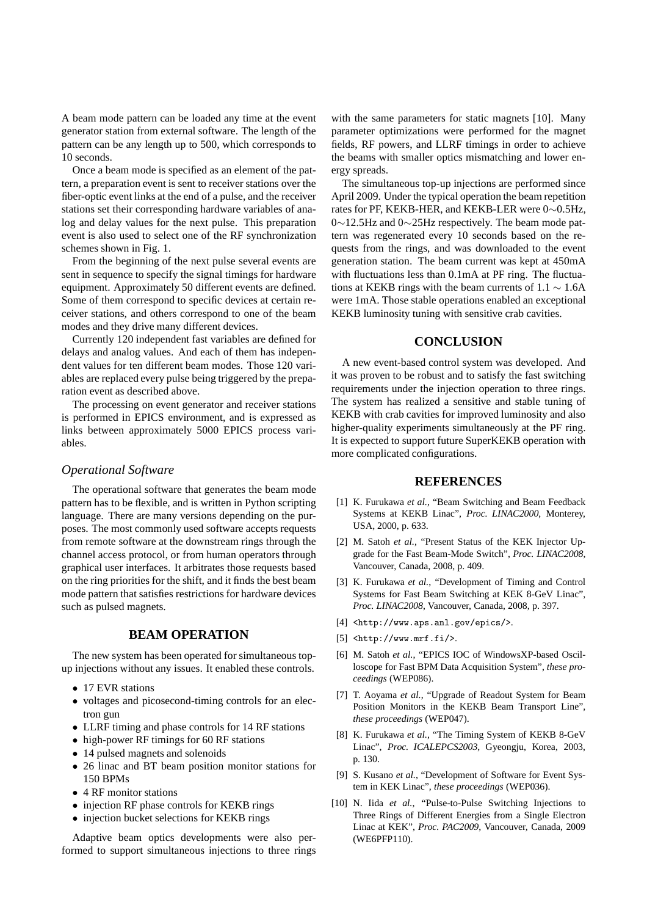A beam mode pattern can be loaded any time at the event generator station from external software. The length of the pattern can be any length up to 500, which corresponds to 10 seconds.

Once a beam mode is specified as an element of the pattern, a preparation event is sent to receiver stations over the fiber-optic event links at the end of a pulse, and the receiver stations set their corresponding hardware variables of analog and delay values for the next pulse. This preparation event is also used to select one of the RF synchronization schemes shown in Fig. 1.

From the beginning of the next pulse several events are sent in sequence to specify the signal timings for hardware equipment. Approximately 50 different events are defined. Some of them correspond to specific devices at certain receiver stations, and others correspond to one of the beam modes and they drive many different devices.

Currently 120 independent fast variables are defined for delays and analog values. And each of them has independent values for ten different beam modes. Those 120 variables are replaced every pulse being triggered by the preparation event as described above.

The processing on event generator and receiver stations is performed in EPICS environment, and is expressed as links between approximately 5000 EPICS process variables.

### *Operational Software*

The operational software that generates the beam mode pattern has to be flexible, and is written in Python scripting language. There are many versions depending on the purposes. The most commonly used software accepts requests from remote software at the downstream rings through the channel access protocol, or from human operators through graphical user interfaces. It arbitrates those requests based on the ring priorities for the shift, and it finds the best beam mode pattern that satisfies restrictions for hardware devices such as pulsed magnets.

## BEAM OPERATION

The new system has been operated for simultaneous top-up injections without any issues. It enabled these controls.

- 17 EVR stations
- voltages and picosecond-timing controls for an electron gun
- LLRF timing and phase controls for 14 RF stations
- high-power RF timings for 60 RF stations
- 14 pulsed magnets and solenoids
- 26 linac and BT beam position monitor stations for 150 BPMs
- 4 RF monitor stations
- injection RF phase controls for KEKB rings
- injection bucket selections for KEKB rings

Adaptive beam optics developments were also performed to support simultaneous injections to three rings with the same parameters for static magnets [10]. Many parameter optimizations were performed for the magnet fields, RF powers, and LLRF timings in order to achieve the beams with smaller optics mismatching and lower energy spreads.

The simultaneous top-up injections are performed since April 2009. Under the typical operation the beam repetition rates for PF, KEKB-HER, and KEKB-LER were 0$\sim$0.5Hz, 0$\sim$12.5Hz and 0$\sim$25Hz respectively. The beam mode pattern was regenerated every 10 seconds based on the requests from the rings, and was downloaded to the event generation station. The beam current was kept at 450mA with fluctuations less than 0.1mA at PF ring. The fluctuations at KEKB rings with the beam currents of 1.1 $\sim$ 1.6A were 1mA. Those stable operations enabled an exceptional KEKB luminosity tuning with sensitive crab cavities.

## CONCLUSION

A new event-based control system was developed. And it was proven to be robust and to satisfy the fast switching requirements under the injection operation to three rings. The system has realized a sensitive and stable tuning of KEKB with crab cavities for improved luminosity and also higher-quality experiments simultaneously at the PF ring. It is expected to support future SuperKEKB operation with more complicated configurations.

## REFERENCES

[1] K. Furukawa *et al.*, "Beam Switching and Beam Feedback Systems at KEKB Linac", *Proc. LINAC2000*, Monterey, USA, 2000, p. 633.

[2] M. Satoh *et al.*, "Present Status of the KEK Injector Upgrade for the Fast Beam-Mode Switch", *Proc. LINAC2008*, Vancouver, Canada, 2008, p. 409.

[3] K. Furukawa *et al.*, "Development of Timing and Control Systems for Fast Beam Switching at KEK 8-GeV Linac", *Proc. LINAC2008*, Vancouver, Canada, 2008, p. 397.

[4] <http://www.aps.anl.gov/epics/>.

[5] <http://www.mrf.fi/>.

[6] M. Satoh *et al.*, "EPICS IOC of WindowsXP-based Oscilloscope for Fast BPM Data Acquisition System", *these proceedings* (WEP086).

[7] T. Aoyama *et al.*, "Upgrade of Readout System for Beam Position Monitors in the KEKB Beam Transport Line", *these proceedings* (WEP047).

[8] K. Furukawa *et al.*, "The Timing System of KEKB 8-GeV Linac", *Proc. ICALEPCS2003*, Gyeongju, Korea, 2003, p. 130.

[9] S. Kusano *et al.*, "Development of Software for Event System in KEK Linac", *these proceedings* (WEP036).

[10] N. Iida *et al.*, "Pulse-to-Pulse Switching Injections to Three Rings of Different Energies from a Single Electron Linac at KEK", *Proc. PAC2009*, Vancouver, Canada, 2009 (WE6PFP110).